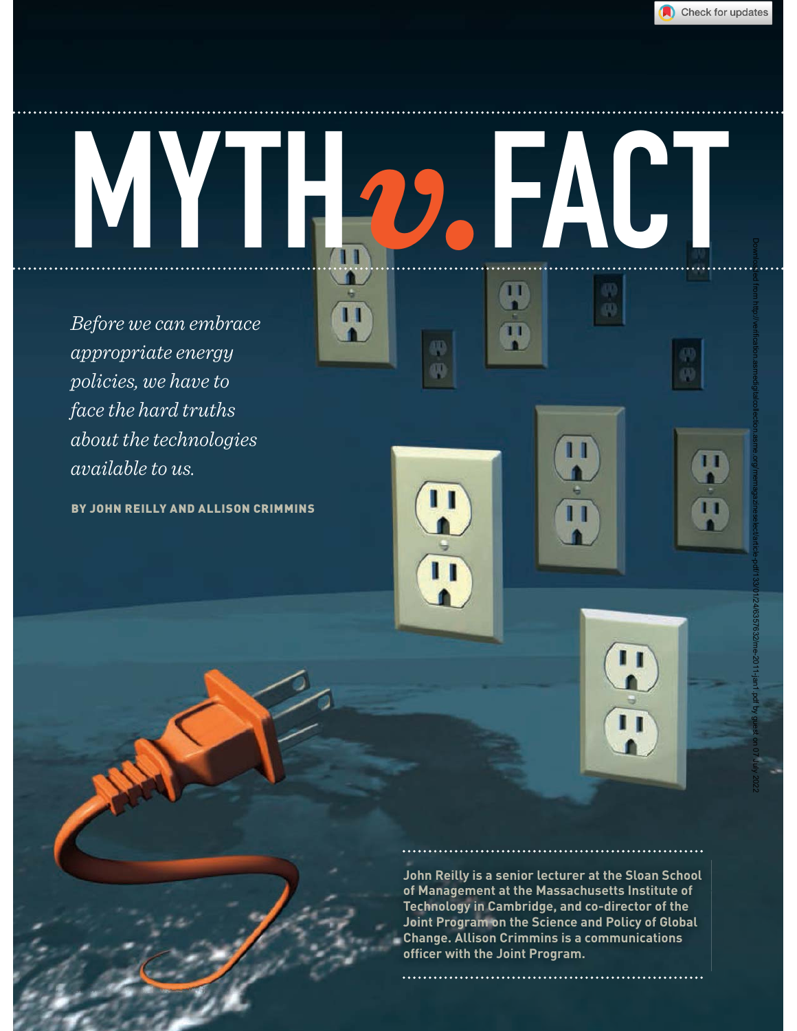# MYTH *v.* FACT

*Before we can embrace appropriate energy policies, we have to face the hard truths about the technologies available to us.*

**BY JOHN REILLY AND ALLISON CRIMMINS**

**John Reilly is a senior lecturer at the Sloan School of Management at the Massachusetts Institute of Technology in Cambridge, and co-director of the Joint Program on the Science and Policy of Global Change. Allison Crimmins is a communications officer with the Joint Program.**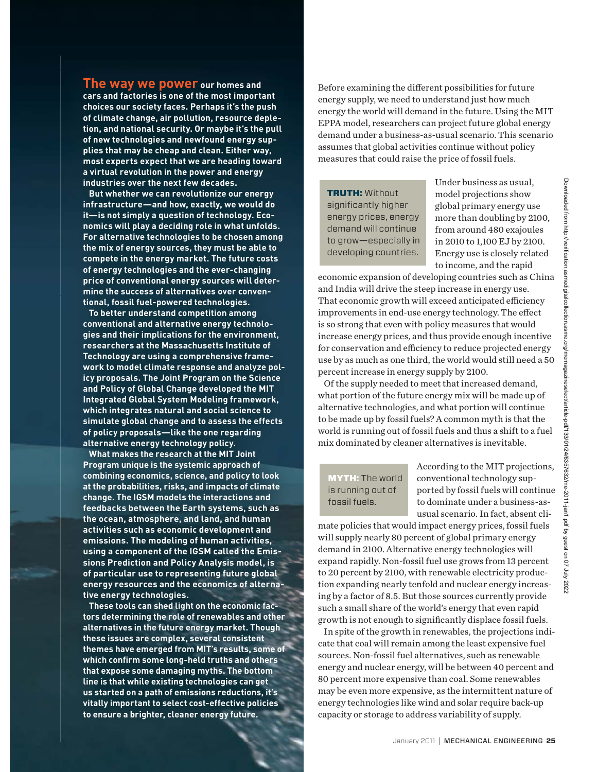**The way we power** **our homes and cars and factories is one of the most important choices our society faces. Perhaps it's the push of climate change, air pollution, resource depletion, and national security. Or maybe it's the pull of new technologies and newfound energy supplies that may be cheap and clean. Either way, most experts expect that we are heading toward a virtual revolution in the power and energy industries over the next few decades.**

**But whether we can revolutionize our energy infrastructure—and how, exactly, we would do it—is not simply a question of technology. Economics will play a deciding role in what unfolds. For alternative technologies to be chosen among the mix of energy sources, they must be able to compete in the energy market. The future costs of energy technologies and the ever-changing price of conventional energy sources will determine the success of alternatives over conventional, fossil fuel-powered technologies.**

**To better understand competition among conventional and alternative energy technologies and their implications for the environment, researchers at the Massachusetts Institute of Technology are using a comprehensive framework to model climate response and analyze policy proposals. The Joint Program on the Science and Policy of Global Change developed the MIT Integrated Global System Modeling framework, which integrates natural and social science to simulate global change and to assess the effects of policy proposals—like the one regarding alternative energy technology policy.**

**What makes the research at the MIT Joint Program unique is the systemic approach of combining economics, science, and policy to look at the probabilities, risks, and impacts of climate change. The IGSM models the interactions and feedbacks between the Earth systems, such as the ocean, atmosphere, and land, and human activities such as economic development and emissions. The modeling of human activities, using a component of the IGSM called the Emissions Prediction and Policy Analysis model, is of particular use to representing future global energy resources and the economics of alternative energy technologies.**

**These tools can shed light on the economic factors determining the role of renewables and other alternatives in the future energy market. Though these issues are complex, several consistent themes have emerged from MIT's results, some of which confirm some long-held truths and others that expose some damaging myths. The bottom line is that while existing technologies can get us started on a path of emissions reductions, it's vitally important to select cost-effective policies to ensure a brighter, cleaner energy future.**

Before examining the different possibilities for future energy supply, we need to understand just how much energy the world will demand in the future. Using the MIT EPPA model, researchers can project future global energy demand under a business-as-usual scenario. This scenario assumes that global activities continue without policy measures that could raise the price of fossil fuels.

> **TRUTH:** Without significantly higher energy prices, energy demand will continue to grow—especially in developing countries.

Under business as usual, model projections show global primary energy use more than doubling by 2100, from around 480 exajoules in 2010 to 1,100 EJ by 2100. Energy use is closely related to income, and the rapid economic expansion of developing countries such as China and India will drive the steep increase in energy use. That economic growth will exceed anticipated efficiency improvements in end-use energy technology. The effect is so strong that even with policy measures that would increase energy prices, and thus provide enough incentive for conservation and efficiency to reduce projected energy use by as much as one third, the world would still need a 50 percent increase in energy supply by 2100.

Of the supply needed to meet that increased demand, what portion of the future energy mix will be made up of alternative technologies, and what portion will continue to be made up by fossil fuels? A common myth is that the world is running out of fossil fuels and thus a shift to a fuel mix dominated by cleaner alternatives is inevitable.

> **MYTH:** The world is running out of fossil fuels.

According to the MIT projections, conventional technology supported by fossil fuels will continue to dominate under a business-as-usual scenario. In fact, absent climate policies that would impact energy prices, fossil fuels will supply nearly 80 percent of global primary energy demand in 2100. Alternative energy technologies will expand rapidly. Non-fossil fuel use grows from 13 percent to 20 percent by 2100, with renewable electricity production expanding nearly tenfold and nuclear energy increasing by a factor of 8.5. But those sources currently provide such a small share of the world's energy that even rapid growth is not enough to significantly displace fossil fuels.

In spite of the growth in renewables, the projections indicate that coal will remain among the least expensive fuel sources. Non-fossil fuel alternatives, such as renewable energy and nuclear energy, will be between 40 percent and 80 percent more expensive than coal. Some renewables may be even more expensive, as the intermittent nature of energy technologies like wind and solar require back-up capacity or storage to address variability of supply.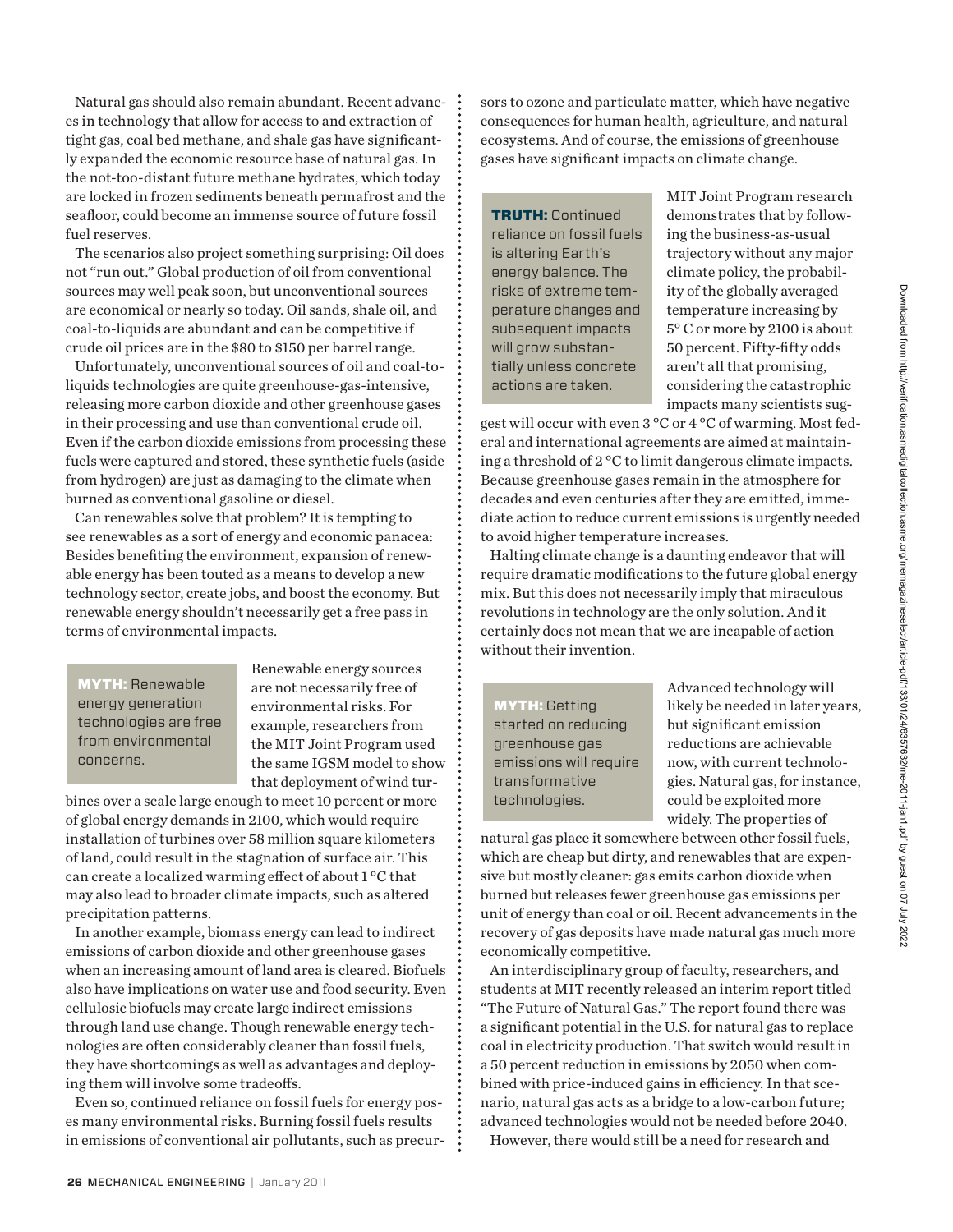Natural gas should also remain abundant. Recent advances in technology that allow for access to and extraction of tight gas, coal bed methane, and shale gas have significantly expanded the economic resource base of natural gas. In the not-too-distant future methane hydrates, which today are locked in frozen sediments beneath permafrost and the seafloor, could become an immense source of future fossil fuel reserves.

The scenarios also project something surprising: Oil does not "run out." Global production of oil from conventional sources may well peak soon, but unconventional sources are economical or nearly so today. Oil sands, shale oil, and coal-to-liquids are abundant and can be competitive if crude oil prices are in the $80 to $150 per barrel range.

Unfortunately, unconventional sources of oil and coal-to-liquids technologies are quite greenhouse-gas-intensive, releasing more carbon dioxide and other greenhouse gases in their processing and use than conventional crude oil. Even if the carbon dioxide emissions from processing these fuels were captured and stored, these synthetic fuels (aside from hydrogen) are just as damaging to the climate when burned as conventional gasoline or diesel.

Can renewables solve that problem? It is tempting to see renewables as a sort of energy and economic panacea: Besides benefiting the environment, expansion of renewable energy has been touted as a means to develop a new technology sector, create jobs, and boost the economy. But renewable energy shouldn't necessarily get a free pass in terms of environmental impacts.

**MYTH:** Renewable energy generation technologies are free from environmental concerns.

Renewable energy sources are not necessarily free of environmental risks. For example, researchers from the MIT Joint Program used the same IGSM model to show that deployment of wind turbines over a scale large enough to meet 10 percent or more of global energy demands in 2100, which would require installation of turbines over 58 million square kilometers of land, could result in the stagnation of surface air. This can create a localized warming effect of about 1 °C that may also lead to broader climate impacts, such as altered precipitation patterns.

In another example, biomass energy can lead to indirect emissions of carbon dioxide and other greenhouse gases when an increasing amount of land area is cleared. Biofuels also have implications on water use and food security. Even cellulosic biofuels may create large indirect emissions through land use change. Though renewable energy technologies are often considerably cleaner than fossil fuels, they have shortcomings as well as advantages and deploying them will involve some tradeoffs.

Even so, continued reliance on fossil fuels for energy poses many environmental risks. Burning fossil fuels results in emissions of conventional air pollutants, such as precursors to ozone and particulate matter, which have negative consequences for human health, agriculture, and natural ecosystems. And of course, the emissions of greenhouse gases have significant impacts on climate change.

**TRUTH:** Continued reliance on fossil fuels is altering Earth's energy balance. The risks of extreme temperature changes and subsequent impacts will grow substantially unless concrete actions are taken.

MIT Joint Program research demonstrates that by following the business-as-usual trajectory without any major climate policy, the probability of the globally averaged temperature increasing by 5° C or more by 2100 is about 50 percent. Fifty-fifty odds aren't all that promising, considering the catastrophic impacts many scientists suggest will occur with even 3 °C or 4 °C of warming. Most federal and international agreements are aimed at maintaining a threshold of 2 °C to limit dangerous climate impacts. Because greenhouse gases remain in the atmosphere for decades and even centuries after they are emitted, immediate action to reduce current emissions is urgently needed to avoid higher temperature increases.

Halting climate change is a daunting endeavor that will require dramatic modifications to the future global energy mix. But this does not necessarily imply that miraculous revolutions in technology are the only solution. And it certainly does not mean that we are incapable of action without their invention.

**MYTH:** Getting started on reducing greenhouse gas emissions will require transformative technologies.

Advanced technology will likely be needed in later years, but significant emission reductions are achievable now, with current technologies. Natural gas, for instance, could be exploited more widely. The properties of natural gas place it somewhere between other fossil fuels, which are cheap but dirty, and renewables that are expensive but mostly cleaner: gas emits carbon dioxide when burned but releases fewer greenhouse gas emissions per unit of energy than coal or oil. Recent advancements in the recovery of gas deposits have made natural gas much more economically competitive.

An interdisciplinary group of faculty, researchers, and students at MIT recently released an interim report titled "The Future of Natural Gas." The report found there was a significant potential in the U.S. for natural gas to replace coal in electricity production. That switch would result in a 50 percent reduction in emissions by 2050 when combined with price-induced gains in efficiency. In that scenario, natural gas acts as a bridge to a low-carbon future; advanced technologies would not be needed before 2040.

However, there would still be a need for research and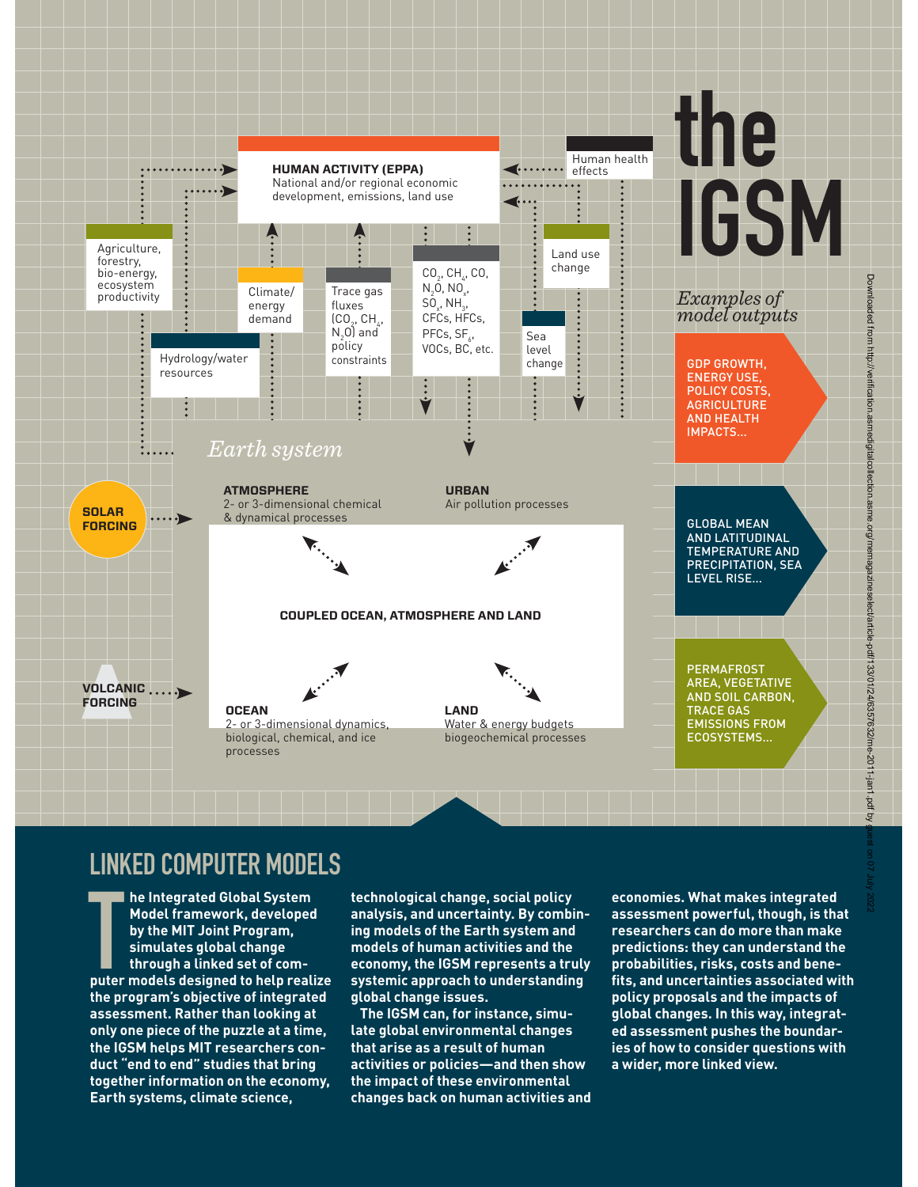# the IGSM

**HUMAN ACTIVITY (EPPA)**
National and/or regional economic development, emissions, land use

Human health effects

Agriculture, forestry, bio-energy, ecosystem productivity

Hydrology/water resources

Climate/energy demand

Trace gas fluxes ($CO_2$, $CH_4$, $N_2O$) and policy constraints

$CO_2$, $CH_4$, CO, $N_2O$, $NO_x$, $SO_x$, $NH_3$, CFCs, HFCs, PFCs, $SF_6$, VOCs, BC, etc.

Land use change

Sea level change

*Earth system*

**SOLAR FORCING**

**VOLCANIC FORCING**

**ATMOSPHERE**
2- or 3-dimensional chemical & dynamical processes

**URBAN**
Air pollution processes

**COUPLED OCEAN, ATMOSPHERE AND LAND**

**OCEAN**
2- or 3-dimensional dynamics, biological, chemical, and ice processes

**LAND**
Water & energy budgets biogeochemical processes

*Examples of model outputs*

- GDP GROWTH, ENERGY USE, POLICY COSTS, AGRICULTURE AND HEALTH IMPACTS...
- GLOBAL MEAN AND LATITUDINAL TEMPERATURE AND PRECIPITATION, SEA LEVEL RISE...
- PERMAFROST AREA, VEGETATIVE AND SOIL CARBON, TRACE GAS EMISSIONS FROM ECOSYSTEMS...

## LINKED COMPUTER MODELS

**The Integrated Global System Model framework, developed by the MIT Joint Program, simulates global change through a linked set of computer models designed to help realize the program's objective of integrated assessment. Rather than looking at only one piece of the puzzle at a time, the IGSM helps MIT researchers conduct "end to end" studies that bring together information on the economy, Earth systems, climate science, technological change, social policy analysis, and uncertainty. By combining models of the Earth system and models of human activities and the economy, the IGSM represents a truly systemic approach to understanding global change issues.**

**The IGSM can, for instance, simulate global environmental changes that arise as a result of human activities or policies—and then show the impact of these environmental changes back on human activities and economies. What makes integrated assessment powerful, though, is that researchers can do more than make predictions: they can understand the probabilities, risks, costs and benefits, and uncertainties associated with policy proposals and the impacts of global changes. In this way, integrated assessment pushes the boundaries of how to consider questions with a wider, more linked view.**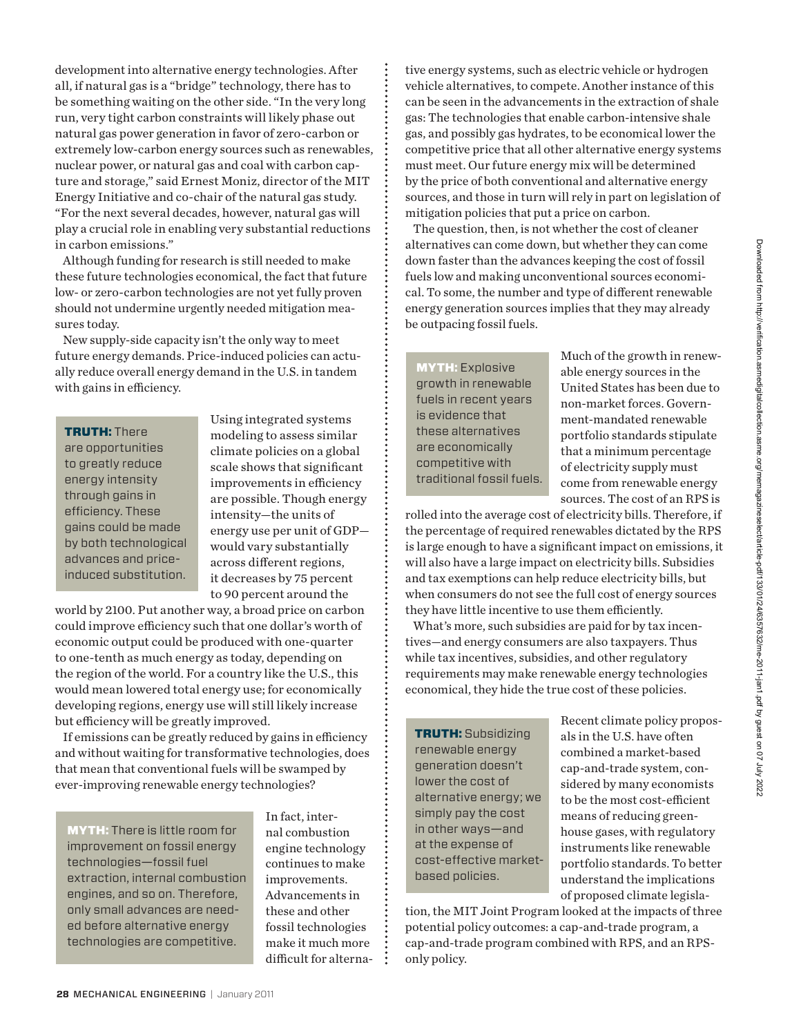development into alternative energy technologies. After all, if natural gas is a "bridge" technology, there has to be something waiting on the other side. "In the very long run, very tight carbon constraints will likely phase out natural gas power generation in favor of zero-carbon or extremely low-carbon energy sources such as renewables, nuclear power, or natural gas and coal with carbon capture and storage," said Ernest Moniz, director of the MIT Energy Initiative and co-chair of the natural gas study. "For the next several decades, however, natural gas will play a crucial role in enabling very substantial reductions in carbon emissions."

Although funding for research is still needed to make these future technologies economical, the fact that future low- or zero-carbon technologies are not yet fully proven should not undermine urgently needed mitigation measures today.

New supply-side capacity isn't the only way to meet future energy demands. Price-induced policies can actually reduce overall energy demand in the U.S. in tandem with gains in efficiency.

**TRUTH:** There are opportunities to greatly reduce energy intensity through gains in efficiency. These gains could be made by both technological advances and price-induced substitution.

Using integrated systems modeling to assess similar climate policies on a global scale shows that significant improvements in efficiency are possible. Though energy intensity—the units of energy use per unit of GDP—would vary substantially across different regions, it decreases by 75 percent to 90 percent around the world by 2100. Put another way, a broad price on carbon could improve efficiency such that one dollar's worth of economic output could be produced with one-quarter to one-tenth as much energy as today, depending on the region of the world. For a country like the U.S., this would mean lowered total energy use; for economically developing regions, energy use will still likely increase but efficiency will be greatly improved.

If emissions can be greatly reduced by gains in efficiency and without waiting for transformative technologies, does that mean that conventional fuels will be swamped by ever-improving renewable energy technologies?

**MYTH:** There is little room for improvement on fossil energy technologies—fossil fuel extraction, internal combustion engines, and so on. Therefore, only small advances are needed before alternative energy technologies are competitive.

In fact, internal combustion engine technology continues to make improvements. Advancements in these and other fossil technologies make it much more difficult for alternative energy systems, such as electric vehicle or hydrogen vehicle alternatives, to compete. Another instance of this can be seen in the advancements in the extraction of shale gas: The technologies that enable carbon-intensive shale gas, and possibly gas hydrates, to be economical lower the competitive price that all other alternative energy systems must meet. Our future energy mix will be determined by the price of both conventional and alternative energy sources, and those in turn will rely in part on legislation of mitigation policies that put a price on carbon.

The question, then, is not whether the cost of cleaner alternatives can come down, but whether they can come down faster than the advances keeping the cost of fossil fuels low and making unconventional sources economical. To some, the number and type of different renewable energy generation sources implies that they may already be outpacing fossil fuels.

**MYTH:** Explosive growth in renewable fuels in recent years is evidence that these alternatives are economically competitive with traditional fossil fuels.

Much of the growth in renewable energy sources in the United States has been due to non-market forces. Government-mandated renewable portfolio standards stipulate that a minimum percentage of electricity supply must come from renewable energy sources. The cost of an RPS is rolled into the average cost of electricity bills. Therefore, if the percentage of required renewables dictated by the RPS is large enough to have a significant impact on emissions, it will also have a large impact on electricity bills. Subsidies and tax exemptions can help reduce electricity bills, but when consumers do not see the full cost of energy sources they have little incentive to use them efficiently.

What's more, such subsidies are paid for by tax incentives—and energy consumers are also taxpayers. Thus while tax incentives, subsidies, and other regulatory requirements may make renewable energy technologies economical, they hide the true cost of these policies.

**TRUTH:** Subsidizing renewable energy generation doesn't lower the cost of alternative energy; we simply pay the cost in other ways—and at the expense of cost-effective market-based policies.

Recent climate policy proposals in the U.S. have often combined a market-based cap-and-trade system, considered by many economists to be the most cost-efficient means of reducing greenhouse gases, with regulatory instruments like renewable portfolio standards. To better understand the implications of proposed climate legislation, the MIT Joint Program looked at the impacts of three potential policy outcomes: a cap-and-trade program, a cap-and-trade program combined with RPS, and an RPS-only policy.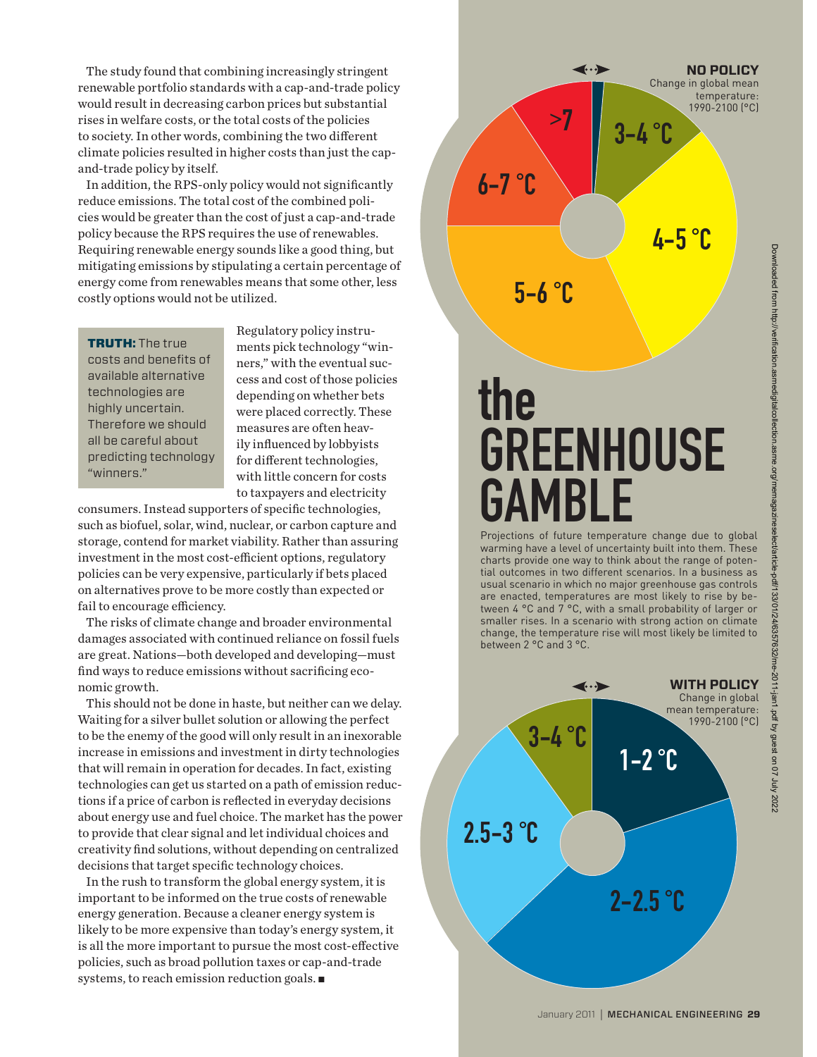The study found that combining increasingly stringent renewable portfolio standards with a cap-and-trade policy would result in decreasing carbon prices but substantial rises in welfare costs, or the total costs of the policies to society. In other words, combining the two different climate policies resulted in higher costs than just the cap-and-trade policy by itself.

In addition, the RPS-only policy would not significantly reduce emissions. The total cost of the combined policies would be greater than the cost of just a cap-and-trade policy because the RPS requires the use of renewables. Requiring renewable energy sounds like a good thing, but mitigating emissions by stipulating a certain percentage of energy come from renewables means that some other, less costly options would not be utilized.

**TRUTH:** The true costs and benefits of available alternative technologies are highly uncertain. Therefore we should all be careful about predicting technology "winners."

Regulatory policy instruments pick technology "winners," with the eventual success and cost of those policies depending on whether bets were placed correctly. These measures are often heavily influenced by lobbyists for different technologies, with little concern for costs to taxpayers and electricity consumers. Instead supporters of specific technologies, such as biofuel, solar, wind, nuclear, or carbon capture and storage, contend for market viability. Rather than assuring investment in the most cost-efficient options, regulatory policies can be very expensive, particularly if bets placed on alternatives prove to be more costly than expected or fail to encourage efficiency.

The risks of climate change and broader environmental damages associated with continued reliance on fossil fuels are great. Nations—both developed and developing—must find ways to reduce emissions without sacrificing economic growth.

This should not be done in haste, but neither can we delay. Waiting for a silver bullet solution or allowing the perfect to be the enemy of the good will only result in an inexorable increase in emissions and investment in dirty technologies that will remain in operation for decades. In fact, existing technologies can get us started on a path of emission reductions if a price of carbon is reflected in everyday decisions about energy use and fuel choice. The market has the power to provide that clear signal and let individual choices and creativity find solutions, without depending on centralized decisions that target specific technology choices.

In the rush to transform the global energy system, it is important to be informed on the true costs of renewable energy generation. Because a cleaner energy system is likely to be more expensive than today's energy system, it is all the more important to pursue the most cost-effective policies, such as broad pollution taxes or cap-and-trade systems, to reach emission reduction goals. ■

**NO POLICY**
Change in global mean temperature: 1990-2100 (°C)

>7
3-4 °C
6-7 °C
4-5 °C
5-6 °C

# the GREENHOUSE GAMBLE

Projections of future temperature change due to global warming have a level of uncertainty built into them. These charts provide one way to think about the range of potential outcomes in two different scenarios. In a business as usual scenario in which no major greenhouse gas controls are enacted, temperatures are most likely to rise by between 4 °C and 7 °C, with a small probability of larger or smaller rises. In a scenario with strong action on climate change, the temperature rise will most likely be limited to between 2 °C and 3 °C.

**WITH POLICY**
Change in global mean temperature: 1990-2100 (°C)

3-4 °C
1-2 °C
2.5-3 °C
2-2.5 °C